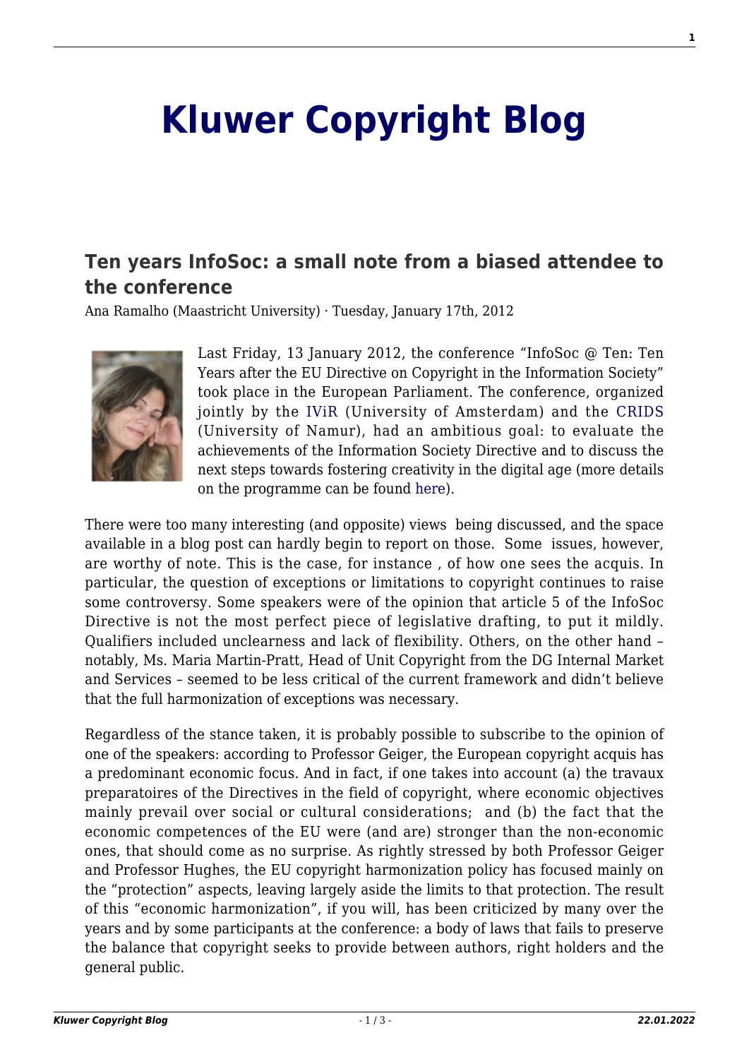# Kluwer Copyright Blog

## Ten years InfoSoc: a small note from a biased attendee to the conference

Ana Ramalho (Maastricht University) · Tuesday, January 17th, 2012

Last Friday, 13 January 2012, the conference "InfoSoc @ Ten: Ten Years after the EU Directive on Copyright in the Information Society" took place in the European Parliament. The conference, organized jointly by the IViR (University of Amsterdam) and the CRIDS (University of Namur), had an ambitious goal: to evaluate the achievements of the Information Society Directive and to discuss the next steps towards fostering creativity in the digital age (more details on the programme can be found here).

There were too many interesting (and opposite) views being discussed, and the space available in a blog post can hardly begin to report on those. Some issues, however, are worthy of note. This is the case, for instance , of how one sees the acquis. In particular, the question of exceptions or limitations to copyright continues to raise some controversy. Some speakers were of the opinion that article 5 of the InfoSoc Directive is not the most perfect piece of legislative drafting, to put it mildly. Qualifiers included unclearness and lack of flexibility. Others, on the other hand – notably, Ms. Maria Martin-Pratt, Head of Unit Copyright from the DG Internal Market and Services – seemed to be less critical of the current framework and didn't believe that the full harmonization of exceptions was necessary.

Regardless of the stance taken, it is probably possible to subscribe to the opinion of one of the speakers: according to Professor Geiger, the European copyright acquis has a predominant economic focus. And in fact, if one takes into account (a) the travaux preparatoires of the Directives in the field of copyright, where economic objectives mainly prevail over social or cultural considerations; and (b) the fact that the economic competences of the EU were (and are) stronger than the non-economic ones, that should come as no surprise. As rightly stressed by both Professor Geiger and Professor Hughes, the EU copyright harmonization policy has focused mainly on the "protection" aspects, leaving largely aside the limits to that protection. The result of this "economic harmonization", if you will, has been criticized by many over the years and by some participants at the conference: a body of laws that fails to preserve the balance that copyright seeks to provide between authors, right holders and the general public.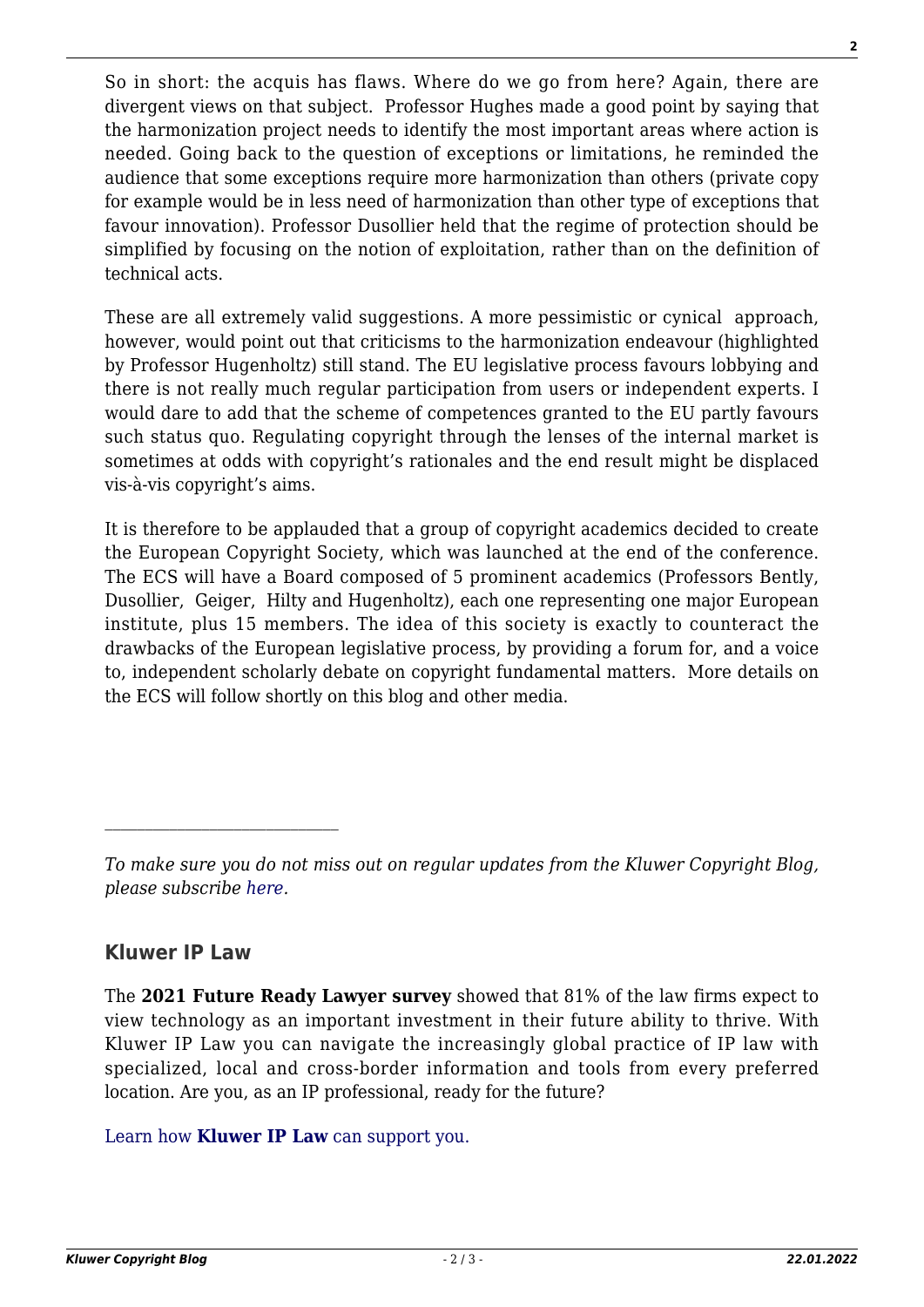So in short: the acquis has flaws. Where do we go from here? Again, there are divergent views on that subject. Professor Hughes made a good point by saying that the harmonization project needs to identify the most important areas where action is needed. Going back to the question of exceptions or limitations, he reminded the audience that some exceptions require more harmonization than others (private copy for example would be in less need of harmonization than other type of exceptions that favour innovation). Professor Dusollier held that the regime of protection should be simplified by focusing on the notion of exploitation, rather than on the definition of technical acts.

These are all extremely valid suggestions. A more pessimistic or cynical approach, however, would point out that criticisms to the harmonization endeavour (highlighted by Professor Hugenholtz) still stand. The EU legislative process favours lobbying and there is not really much regular participation from users or independent experts. I would dare to add that the scheme of competences granted to the EU partly favours such status quo. Regulating copyright through the lenses of the internal market is sometimes at odds with copyright's rationales and the end result might be displaced vis-à-vis copyright's aims.

It is therefore to be applauded that a group of copyright academics decided to create the European Copyright Society, which was launched at the end of the conference. The ECS will have a Board composed of 5 prominent academics (Professors Bently, Dusollier, Geiger, Hilty and Hugenholtz), each one representing one major European institute, plus 15 members. The idea of this society is exactly to counteract the drawbacks of the European legislative process, by providing a forum for, and a voice to, independent scholarly debate on copyright fundamental matters. More details on the ECS will follow shortly on this blog and other media.

---

*To make sure you do not miss out on regular updates from the Kluwer Copyright Blog, please subscribe here.*

### Kluwer IP Law

The **2021 Future Ready Lawyer survey** showed that 81% of the law firms expect to view technology as an important investment in their future ability to thrive. With Kluwer IP Law you can navigate the increasingly global practice of IP law with specialized, local and cross-border information and tools from every preferred location. Are you, as an IP professional, ready for the future?

Learn how **Kluwer IP Law** can support you.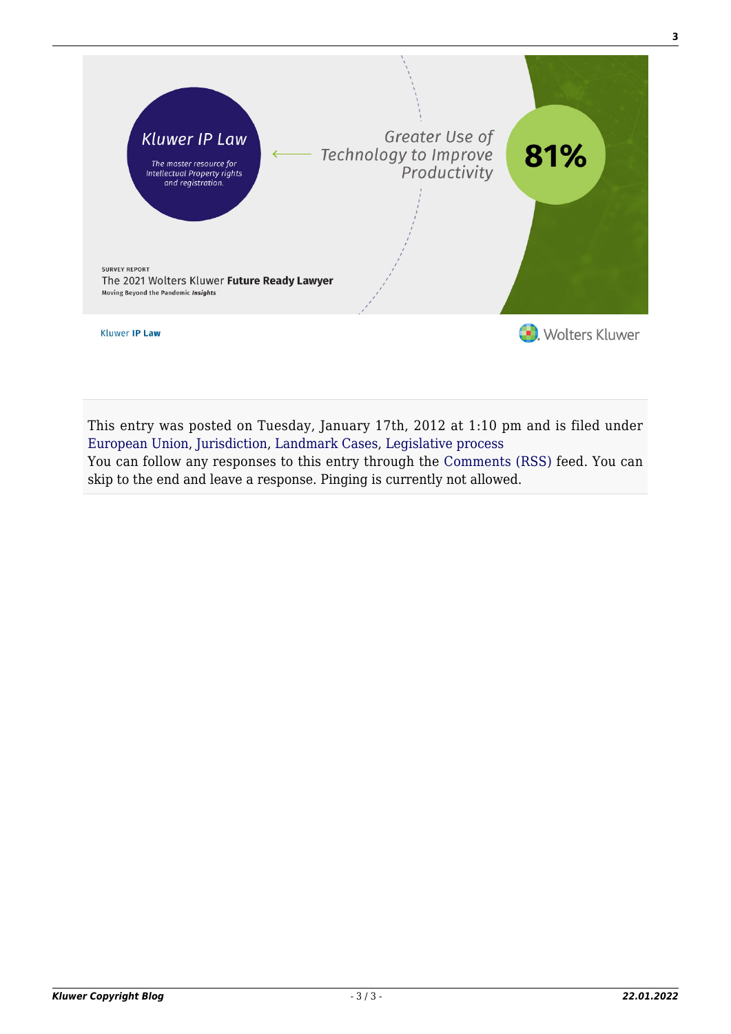Kluwer IP Law

The master resource for Intellectual Property rights and registration.

Greater Use of Technology to Improve Productivity

81%

SURVEY REPORT

The 2021 Wolters Kluwer **Future Ready Lawyer**

Moving Beyond the Pandemic *Insights*

Kluwer **IP Law**

Wolters Kluwer

This entry was posted on Tuesday, January 17th, 2012 at 1:10 pm and is filed under European Union, Jurisdiction, Landmark Cases, Legislative process

You can follow any responses to this entry through the Comments (RSS) feed. You can skip to the end and leave a response. Pinging is currently not allowed.